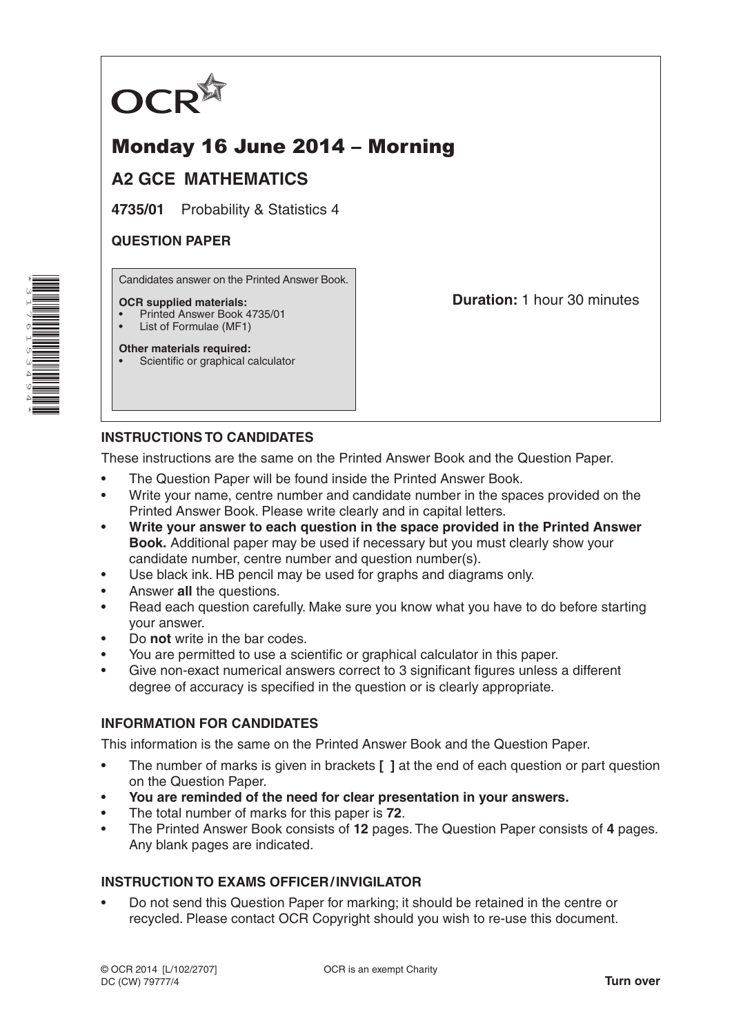OCR

# Monday 16 June 2014 – Morning

## A2 GCE MATHEMATICS

**4735/01** Probability & Statistics 4

**QUESTION PAPER**

Candidates answer on the Printed Answer Book.

**OCR supplied materials:**
- Printed Answer Book 4735/01
- List of Formulae (MF1)

**Other materials required:**
- Scientific or graphical calculator

**Duration:** 1 hour 30 minutes

### INSTRUCTIONS TO CANDIDATES

These instructions are the same on the Printed Answer Book and the Question Paper.

- The Question Paper will be found inside the Printed Answer Book.
- Write your name, centre number and candidate number in the spaces provided on the Printed Answer Book. Please write clearly and in capital letters.
- **Write your answer to each question in the space provided in the Printed Answer Book.** Additional paper may be used if necessary but you must clearly show your candidate number, centre number and question number(s).
- Use black ink. HB pencil may be used for graphs and diagrams only.
- Answer **all** the questions.
- Read each question carefully. Make sure you know what you have to do before starting your answer.
- Do **not** write in the bar codes.
- You are permitted to use a scientific or graphical calculator in this paper.
- Give non-exact numerical answers correct to 3 significant figures unless a different degree of accuracy is specified in the question or is clearly appropriate.

### INFORMATION FOR CANDIDATES

This information is the same on the Printed Answer Book and the Question Paper.

- The number of marks is given in brackets **[ ]** at the end of each question or part question on the Question Paper.
- **You are reminded of the need for clear presentation in your answers.**
- The total number of marks for this paper is **72**.
- The Printed Answer Book consists of **12** pages. The Question Paper consists of **4** pages. Any blank pages are indicated.

### INSTRUCTION TO EXAMS OFFICER / INVIGILATOR

- Do not send this Question Paper for marking; it should be retained in the centre or recycled. Please contact OCR Copyright should you wish to re-use this document.

© OCR 2014 [L/102/2707]
DC (CW) 79777/4

OCR is an exempt Charity

**Turn over**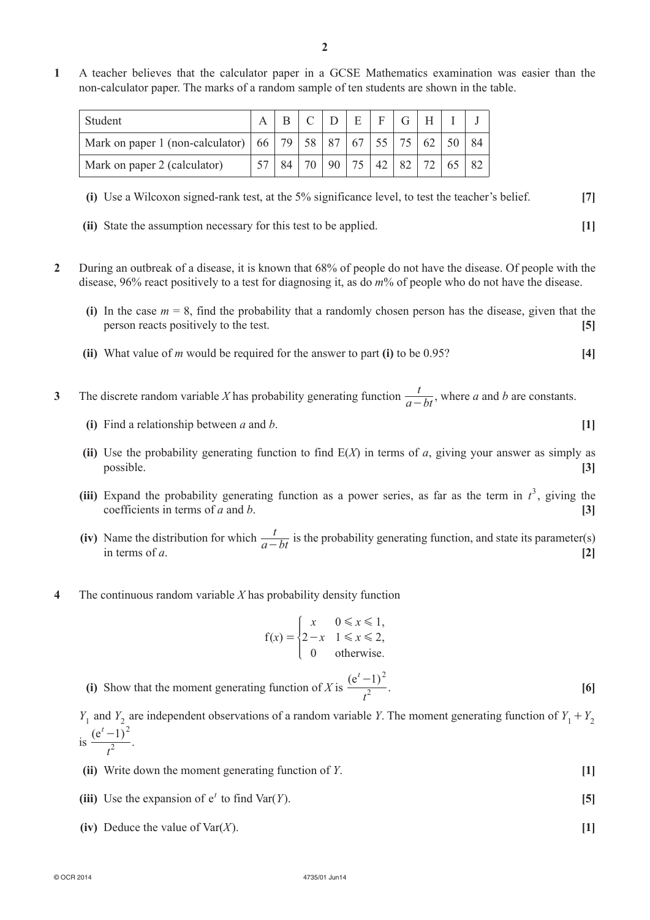**1** A teacher believes that the calculator paper in a GCSE Mathematics examination was easier than the non-calculator paper. The marks of a random sample of ten students are shown in the table.

| Student | A | B | C | D | E | F | G | H | I | J |
|---|---|---|---|---|---|---|---|---|---|---|
| Mark on paper 1 (non-calculator) | 66 | 79 | 58 | 87 | 67 | 55 | 75 | 62 | 50 | 84 |
| Mark on paper 2 (calculator) | 57 | 84 | 70 | 90 | 75 | 42 | 82 | 72 | 65 | 82 |

**(i)** Use a Wilcoxon signed-rank test, at the 5% significance level, to test the teacher's belief. **[7]**

**(ii)** State the assumption necessary for this test to be applied. **[1]**

**2** During an outbreak of a disease, it is known that 68% of people do not have the disease. Of people with the disease, 96% react positively to a test for diagnosing it, as do $m$% of people who do not have the disease.

**(i)** In the case $m = 8$, find the probability that a randomly chosen person has the disease, given that the person reacts positively to the test. **[5]**

**(ii)** What value of $m$ would be required for the answer to part **(i)** to be 0.95? **[4]**

**3** The discrete random variable $X$ has probability generating function $\dfrac{t}{a-bt}$, where $a$ and $b$ are constants.

**(i)** Find a relationship between $a$ and $b$. **[1]**

**(ii)** Use the probability generating function to find $\mathrm{E}(X)$ in terms of $a$, giving your answer as simply as possible. **[3]**

**(iii)** Expand the probability generating function as a power series, as far as the term in $t^3$, giving the coefficients in terms of $a$ and $b$. **[3]**

**(iv)** Name the distribution for which $\dfrac{t}{a-bt}$ is the probability generating function, and state its parameter(s) in terms of $a$. **[2]**

**4** The continuous random variable $X$ has probability density function

$$\mathrm{f}(x) = \begin{cases} x & 0 \leqslant x \leqslant 1, \\ 2-x & 1 \leqslant x \leqslant 2, \\ 0 & \text{otherwise.} \end{cases}$$

**(i)** Show that the moment generating function of $X$ is $\dfrac{(\mathrm{e}^t - 1)^2}{t^2}$. **[6]**

$Y_1$ and $Y_2$ are independent observations of a random variable $Y$. The moment generating function of $Y_1 + Y_2$ is $\dfrac{(\mathrm{e}^t - 1)^2}{t^2}$.

**(ii)** Write down the moment generating function of $Y$. **[1]**

**(iii)** Use the expansion of $\mathrm{e}^t$ to find $\mathrm{Var}(Y)$. **[5]**

**(iv)** Deduce the value of $\mathrm{Var}(X)$. **[1]**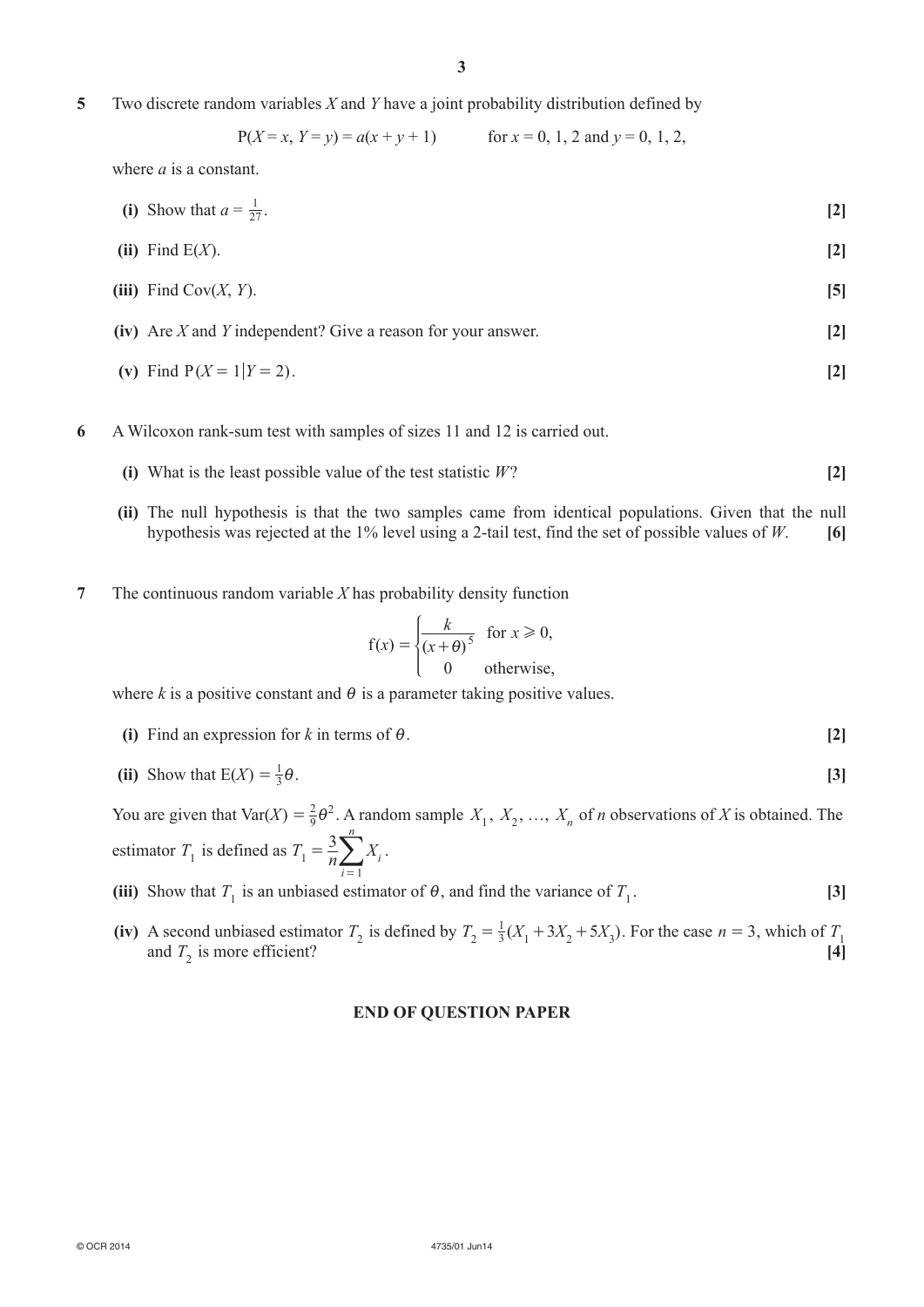**5** Two discrete random variables $X$ and $Y$ have a joint probability distribution defined by

$$\mathrm{P}(X = x, Y = y) = a(x + y + 1) \qquad \text{for } x = 0, 1, 2 \text{ and } y = 0, 1, 2,$$

where $a$ is a constant.

**(i)** Show that $a = \frac{1}{27}$. **[2]**

**(ii)** Find $\mathrm{E}(X)$. **[2]**

**(iii)** Find $\mathrm{Cov}(X, Y)$. **[5]**

**(iv)** Are $X$ and $Y$ independent? Give a reason for your answer. **[2]**

**(v)** Find $\mathrm{P}(X = 1 | Y = 2)$. **[2]**

**6** A Wilcoxon rank-sum test with samples of sizes 11 and 12 is carried out.

**(i)** What is the least possible value of the test statistic $W$? **[2]**

**(ii)** The null hypothesis is that the two samples came from identical populations. Given that the null hypothesis was rejected at the 1% level using a 2-tail test, find the set of possible values of $W$. **[6]**

**7** The continuous random variable $X$ has probability density function

$$\mathrm{f}(x) = \begin{cases} \dfrac{k}{(x+\theta)^5} & \text{for } x \geqslant 0, \\ 0 & \text{otherwise,} \end{cases}$$

where $k$ is a positive constant and $\theta$ is a parameter taking positive values.

**(i)** Find an expression for $k$ in terms of $\theta$. **[2]**

**(ii)** Show that $\mathrm{E}(X) = \frac{1}{3}\theta$. **[3]**

You are given that $\mathrm{Var}(X) = \frac{2}{9}\theta^2$. A random sample $X_1, X_2, \ldots, X_n$ of $n$ observations of $X$ is obtained. The estimator $T_1$ is defined as $T_1 = \dfrac{3}{n}\displaystyle\sum_{i=1}^{n} X_i$.

**(iii)** Show that $T_1$ is an unbiased estimator of $\theta$, and find the variance of $T_1$. **[3]**

**(iv)** A second unbiased estimator $T_2$ is defined by $T_2 = \frac{1}{3}(X_1 + 3X_2 + 5X_3)$. For the case $n = 3$, which of $T_1$ and $T_2$ is more efficient? **[4]**

**END OF QUESTION PAPER**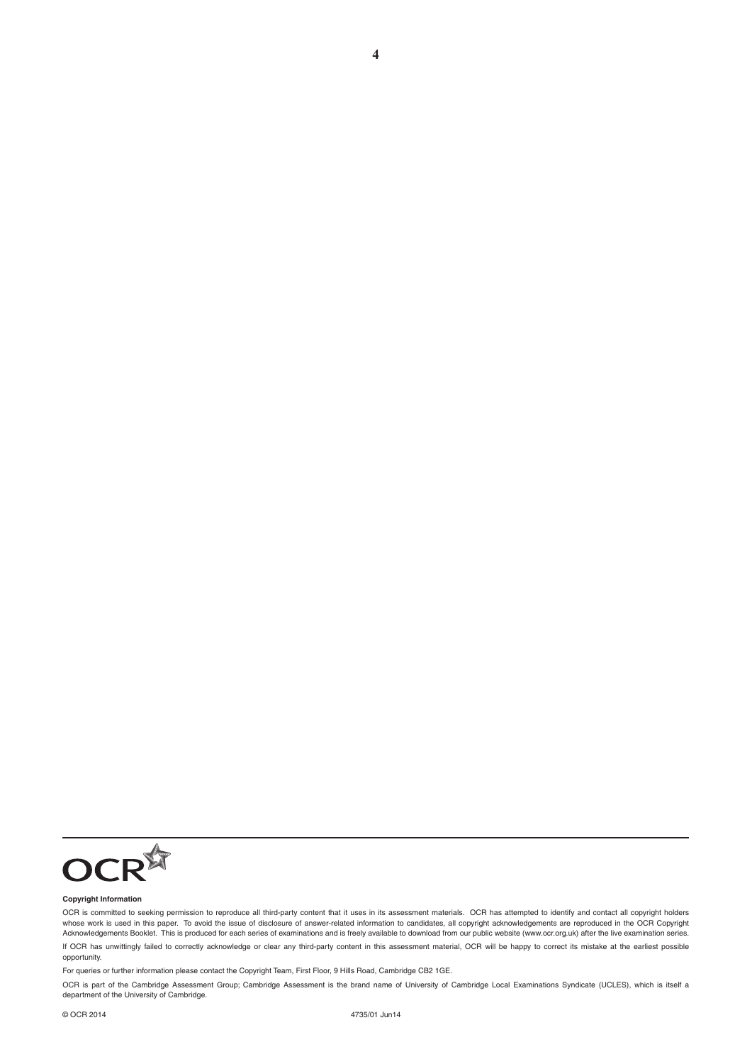**Copyright Information**

OCR is committed to seeking permission to reproduce all third-party content that it uses in its assessment materials. OCR has attempted to identify and contact all copyright holders whose work is used in this paper. To avoid the issue of disclosure of answer-related information to candidates, all copyright acknowledgements are reproduced in the OCR Copyright Acknowledgements Booklet. This is produced for each series of examinations and is freely available to download from our public website (www.ocr.org.uk) after the live examination series.

If OCR has unwittingly failed to correctly acknowledge or clear any third-party content in this assessment material, OCR will be happy to correct its mistake at the earliest possible opportunity.

For queries or further information please contact the Copyright Team, First Floor, 9 Hills Road, Cambridge CB2 1GE.

OCR is part of the Cambridge Assessment Group; Cambridge Assessment is the brand name of University of Cambridge Local Examinations Syndicate (UCLES), which is itself a department of the University of Cambridge.

© OCR 2014 4735/01 Jun14